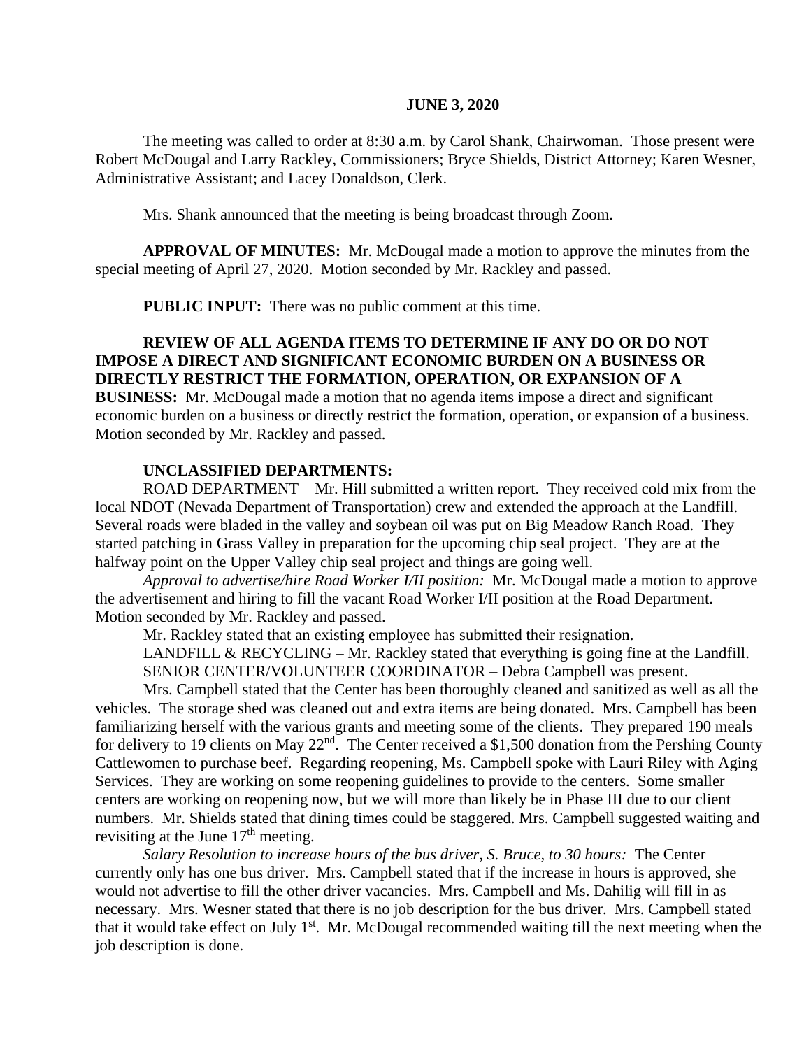**JUNE 3, 2020**

The meeting was called to order at 8:30 a.m. by Carol Shank, Chairwoman. Those present were Robert McDougal and Larry Rackley, Commissioners; Bryce Shields, District Attorney; Karen Wesner, Administrative Assistant; and Lacey Donaldson, Clerk.

Mrs. Shank announced that the meeting is being broadcast through Zoom.

**APPROVAL OF MINUTES:** Mr. McDougal made a motion to approve the minutes from the special meeting of April 27, 2020. Motion seconded by Mr. Rackley and passed.

**PUBLIC INPUT:** There was no public comment at this time.

**REVIEW OF ALL AGENDA ITEMS TO DETERMINE IF ANY DO OR DO NOT IMPOSE A DIRECT AND SIGNIFICANT ECONOMIC BURDEN ON A BUSINESS OR DIRECTLY RESTRICT THE FORMATION, OPERATION, OR EXPANSION OF A BUSINESS:** Mr. McDougal made a motion that no agenda items impose a direct and significant economic burden on a business or directly restrict the formation, operation, or expansion of a business. Motion seconded by Mr. Rackley and passed.

**UNCLASSIFIED DEPARTMENTS:**

ROAD DEPARTMENT – Mr. Hill submitted a written report. They received cold mix from the local NDOT (Nevada Department of Transportation) crew and extended the approach at the Landfill. Several roads were bladed in the valley and soybean oil was put on Big Meadow Ranch Road. They started patching in Grass Valley in preparation for the upcoming chip seal project. They are at the halfway point on the Upper Valley chip seal project and things are going well.

*Approval to advertise/hire Road Worker I/II position:* Mr. McDougal made a motion to approve the advertisement and hiring to fill the vacant Road Worker I/II position at the Road Department. Motion seconded by Mr. Rackley and passed.

Mr. Rackley stated that an existing employee has submitted their resignation.

LANDFILL & RECYCLING – Mr. Rackley stated that everything is going fine at the Landfill.

SENIOR CENTER/VOLUNTEER COORDINATOR – Debra Campbell was present.

Mrs. Campbell stated that the Center has been thoroughly cleaned and sanitized as well as all the vehicles. The storage shed was cleaned out and extra items are being donated. Mrs. Campbell has been familiarizing herself with the various grants and meeting some of the clients. They prepared 190 meals for delivery to 19 clients on May 22nd. The Center received a $1,500 donation from the Pershing County Cattlewomen to purchase beef. Regarding reopening, Ms. Campbell spoke with Lauri Riley with Aging Services. They are working on some reopening guidelines to provide to the centers. Some smaller centers are working on reopening now, but we will more than likely be in Phase III due to our client numbers. Mr. Shields stated that dining times could be staggered. Mrs. Campbell suggested waiting and revisiting at the June 17th meeting.

*Salary Resolution to increase hours of the bus driver, S. Bruce, to 30 hours:* The Center currently only has one bus driver. Mrs. Campbell stated that if the increase in hours is approved, she would not advertise to fill the other driver vacancies. Mrs. Campbell and Ms. Dahilig will fill in as necessary. Mrs. Wesner stated that there is no job description for the bus driver. Mrs. Campbell stated that it would take effect on July 1st. Mr. McDougal recommended waiting till the next meeting when the job description is done.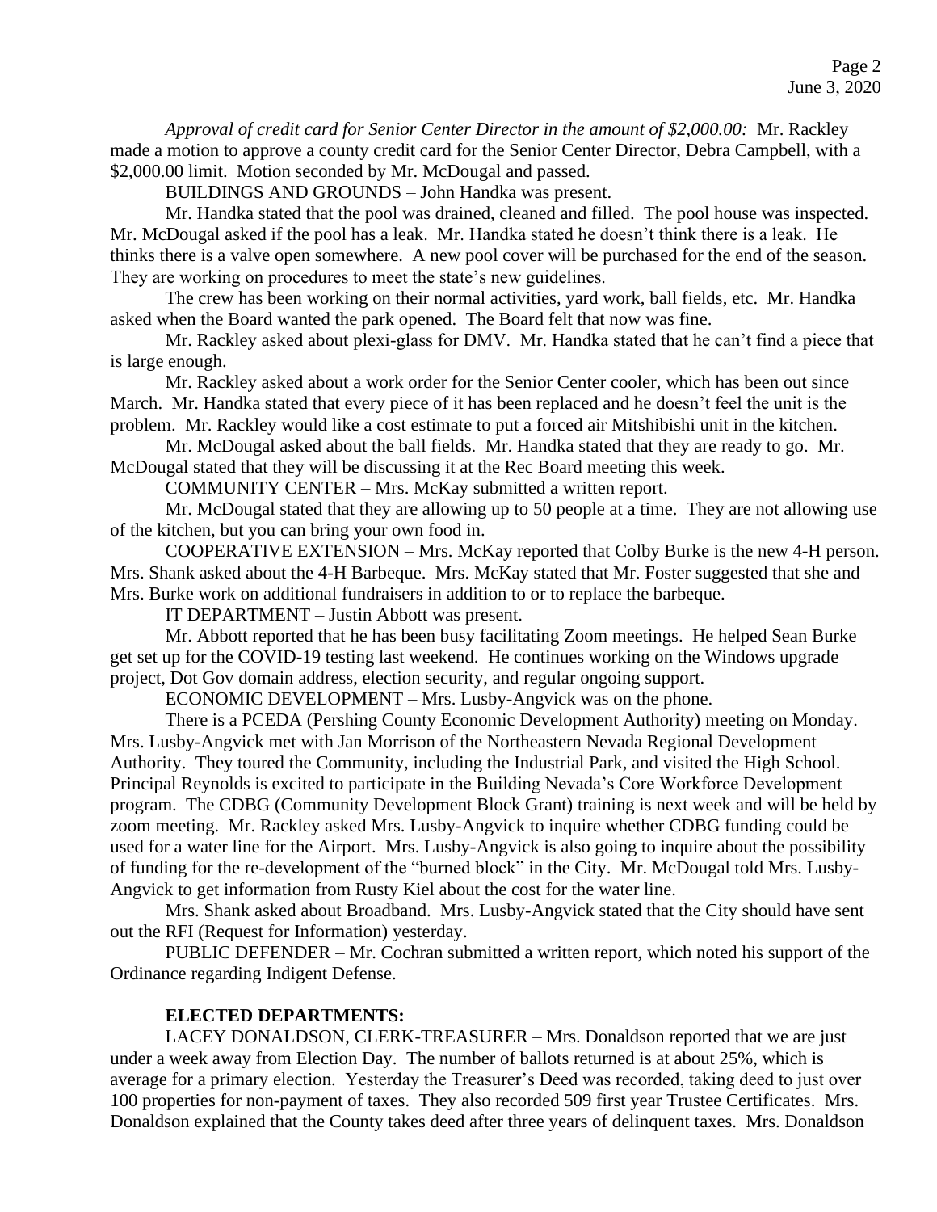*Approval of credit card for Senior Center Director in the amount of $2,000.00:* Mr. Rackley made a motion to approve a county credit card for the Senior Center Director, Debra Campbell, with a $2,000.00 limit. Motion seconded by Mr. McDougal and passed.

BUILDINGS AND GROUNDS – John Handka was present.

Mr. Handka stated that the pool was drained, cleaned and filled. The pool house was inspected. Mr. McDougal asked if the pool has a leak. Mr. Handka stated he doesn't think there is a leak. He thinks there is a valve open somewhere. A new pool cover will be purchased for the end of the season. They are working on procedures to meet the state's new guidelines.

The crew has been working on their normal activities, yard work, ball fields, etc. Mr. Handka asked when the Board wanted the park opened. The Board felt that now was fine.

Mr. Rackley asked about plexi-glass for DMV. Mr. Handka stated that he can't find a piece that is large enough.

Mr. Rackley asked about a work order for the Senior Center cooler, which has been out since March. Mr. Handka stated that every piece of it has been replaced and he doesn't feel the unit is the problem. Mr. Rackley would like a cost estimate to put a forced air Mitshibishi unit in the kitchen.

Mr. McDougal asked about the ball fields. Mr. Handka stated that they are ready to go. Mr. McDougal stated that they will be discussing it at the Rec Board meeting this week.

COMMUNITY CENTER – Mrs. McKay submitted a written report.

Mr. McDougal stated that they are allowing up to 50 people at a time. They are not allowing use of the kitchen, but you can bring your own food in.

COOPERATIVE EXTENSION – Mrs. McKay reported that Colby Burke is the new 4-H person. Mrs. Shank asked about the 4-H Barbeque. Mrs. McKay stated that Mr. Foster suggested that she and Mrs. Burke work on additional fundraisers in addition to or to replace the barbeque.

IT DEPARTMENT – Justin Abbott was present.

Mr. Abbott reported that he has been busy facilitating Zoom meetings. He helped Sean Burke get set up for the COVID-19 testing last weekend. He continues working on the Windows upgrade project, Dot Gov domain address, election security, and regular ongoing support.

ECONOMIC DEVELOPMENT – Mrs. Lusby-Angvick was on the phone.

There is a PCEDA (Pershing County Economic Development Authority) meeting on Monday. Mrs. Lusby-Angvick met with Jan Morrison of the Northeastern Nevada Regional Development Authority. They toured the Community, including the Industrial Park, and visited the High School. Principal Reynolds is excited to participate in the Building Nevada's Core Workforce Development program. The CDBG (Community Development Block Grant) training is next week and will be held by zoom meeting. Mr. Rackley asked Mrs. Lusby-Angvick to inquire whether CDBG funding could be used for a water line for the Airport. Mrs. Lusby-Angvick is also going to inquire about the possibility of funding for the re-development of the "burned block" in the City. Mr. McDougal told Mrs. Lusby-Angvick to get information from Rusty Kiel about the cost for the water line.

Mrs. Shank asked about Broadband. Mrs. Lusby-Angvick stated that the City should have sent out the RFI (Request for Information) yesterday.

PUBLIC DEFENDER – Mr. Cochran submitted a written report, which noted his support of the Ordinance regarding Indigent Defense.

**ELECTED DEPARTMENTS:**

LACEY DONALDSON, CLERK-TREASURER – Mrs. Donaldson reported that we are just under a week away from Election Day. The number of ballots returned is at about 25%, which is average for a primary election. Yesterday the Treasurer's Deed was recorded, taking deed to just over 100 properties for non-payment of taxes. They also recorded 509 first year Trustee Certificates. Mrs. Donaldson explained that the County takes deed after three years of delinquent taxes. Mrs. Donaldson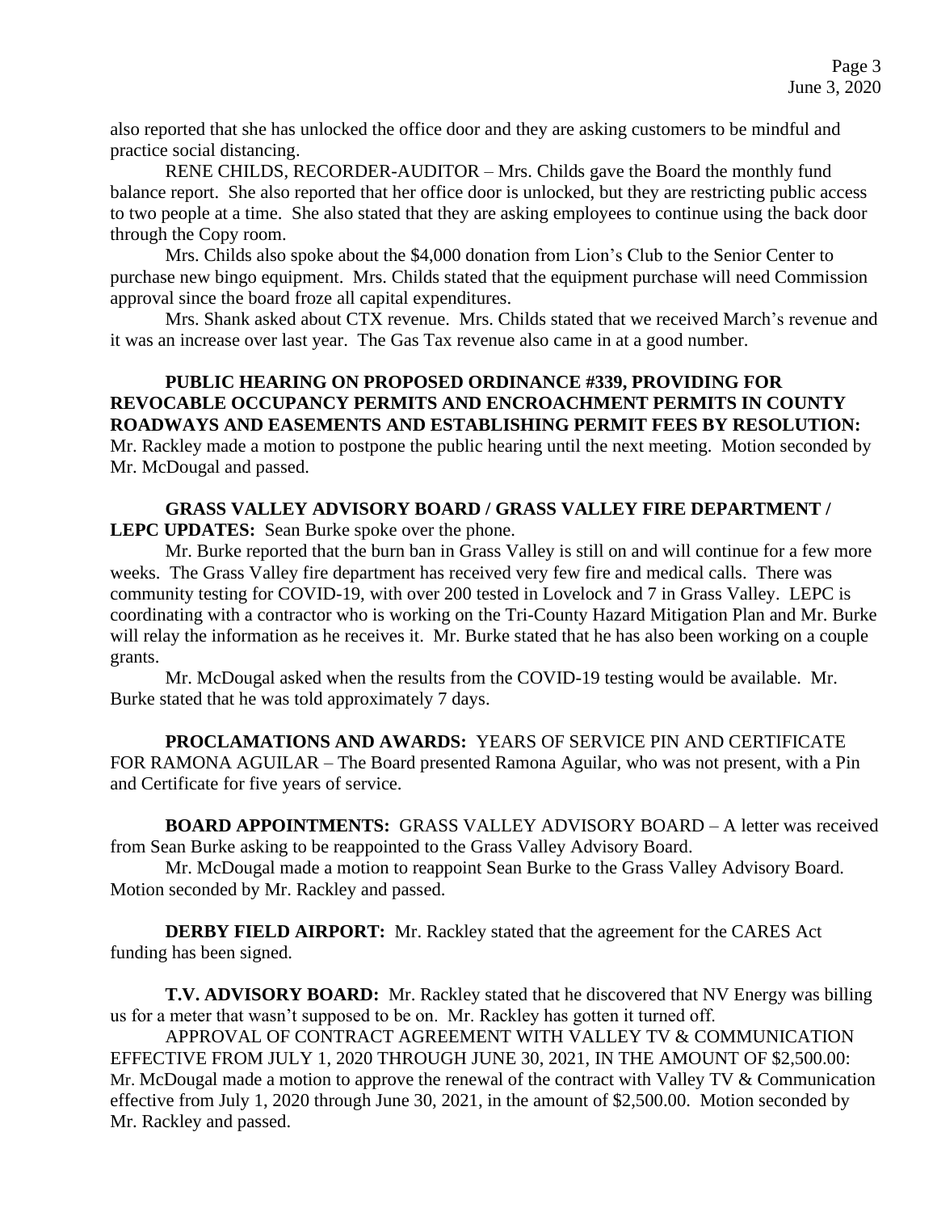also reported that she has unlocked the office door and they are asking customers to be mindful and practice social distancing.

RENE CHILDS, RECORDER-AUDITOR – Mrs. Childs gave the Board the monthly fund balance report. She also reported that her office door is unlocked, but they are restricting public access to two people at a time. She also stated that they are asking employees to continue using the back door through the Copy room.

Mrs. Childs also spoke about the $4,000 donation from Lion's Club to the Senior Center to purchase new bingo equipment. Mrs. Childs stated that the equipment purchase will need Commission approval since the board froze all capital expenditures.

Mrs. Shank asked about CTX revenue. Mrs. Childs stated that we received March's revenue and it was an increase over last year. The Gas Tax revenue also came in at a good number.

**PUBLIC HEARING ON PROPOSED ORDINANCE #339, PROVIDING FOR REVOCABLE OCCUPANCY PERMITS AND ENCROACHMENT PERMITS IN COUNTY ROADWAYS AND EASEMENTS AND ESTABLISHING PERMIT FEES BY RESOLUTION:** Mr. Rackley made a motion to postpone the public hearing until the next meeting. Motion seconded by Mr. McDougal and passed.

**GRASS VALLEY ADVISORY BOARD / GRASS VALLEY FIRE DEPARTMENT / LEPC UPDATES:** Sean Burke spoke over the phone.

Mr. Burke reported that the burn ban in Grass Valley is still on and will continue for a few more weeks. The Grass Valley fire department has received very few fire and medical calls. There was community testing for COVID-19, with over 200 tested in Lovelock and 7 in Grass Valley. LEPC is coordinating with a contractor who is working on the Tri-County Hazard Mitigation Plan and Mr. Burke will relay the information as he receives it. Mr. Burke stated that he has also been working on a couple grants.

Mr. McDougal asked when the results from the COVID-19 testing would be available. Mr. Burke stated that he was told approximately 7 days.

**PROCLAMATIONS AND AWARDS:** YEARS OF SERVICE PIN AND CERTIFICATE FOR RAMONA AGUILAR – The Board presented Ramona Aguilar, who was not present, with a Pin and Certificate for five years of service.

**BOARD APPOINTMENTS:** GRASS VALLEY ADVISORY BOARD – A letter was received from Sean Burke asking to be reappointed to the Grass Valley Advisory Board.

Mr. McDougal made a motion to reappoint Sean Burke to the Grass Valley Advisory Board. Motion seconded by Mr. Rackley and passed.

**DERBY FIELD AIRPORT:** Mr. Rackley stated that the agreement for the CARES Act funding has been signed.

**T.V. ADVISORY BOARD:** Mr. Rackley stated that he discovered that NV Energy was billing us for a meter that wasn't supposed to be on. Mr. Rackley has gotten it turned off.

APPROVAL OF CONTRACT AGREEMENT WITH VALLEY TV & COMMUNICATION EFFECTIVE FROM JULY 1, 2020 THROUGH JUNE 30, 2021, IN THE AMOUNT OF $2,500.00: Mr. McDougal made a motion to approve the renewal of the contract with Valley TV & Communication effective from July 1, 2020 through June 30, 2021, in the amount of $2,500.00. Motion seconded by Mr. Rackley and passed.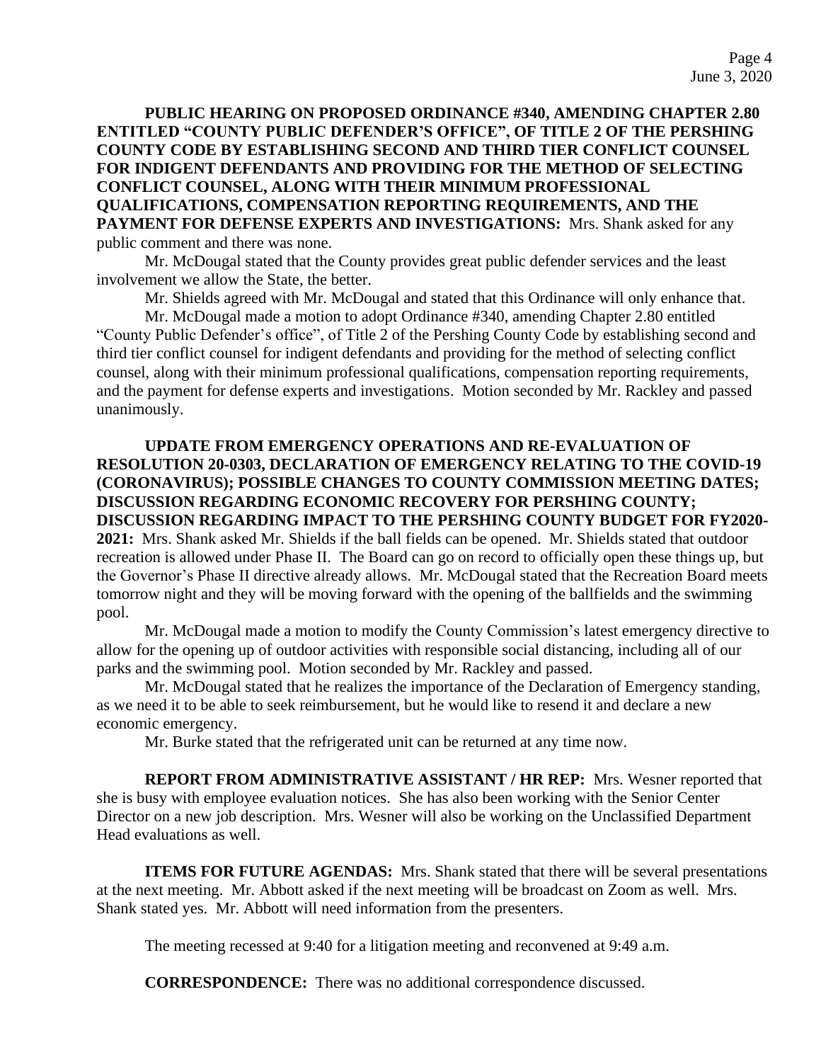**PUBLIC HEARING ON PROPOSED ORDINANCE #340, AMENDING CHAPTER 2.80 ENTITLED "COUNTY PUBLIC DEFENDER'S OFFICE", OF TITLE 2 OF THE PERSHING COUNTY CODE BY ESTABLISHING SECOND AND THIRD TIER CONFLICT COUNSEL FOR INDIGENT DEFENDANTS AND PROVIDING FOR THE METHOD OF SELECTING CONFLICT COUNSEL, ALONG WITH THEIR MINIMUM PROFESSIONAL QUALIFICATIONS, COMPENSATION REPORTING REQUIREMENTS, AND THE PAYMENT FOR DEFENSE EXPERTS AND INVESTIGATIONS:** Mrs. Shank asked for any public comment and there was none.

Mr. McDougal stated that the County provides great public defender services and the least involvement we allow the State, the better.

Mr. Shields agreed with Mr. McDougal and stated that this Ordinance will only enhance that.

Mr. McDougal made a motion to adopt Ordinance #340, amending Chapter 2.80 entitled "County Public Defender's office", of Title 2 of the Pershing County Code by establishing second and third tier conflict counsel for indigent defendants and providing for the method of selecting conflict counsel, along with their minimum professional qualifications, compensation reporting requirements, and the payment for defense experts and investigations. Motion seconded by Mr. Rackley and passed unanimously.

**UPDATE FROM EMERGENCY OPERATIONS AND RE-EVALUATION OF RESOLUTION 20-0303, DECLARATION OF EMERGENCY RELATING TO THE COVID-19 (CORONAVIRUS); POSSIBLE CHANGES TO COUNTY COMMISSION MEETING DATES; DISCUSSION REGARDING ECONOMIC RECOVERY FOR PERSHING COUNTY; DISCUSSION REGARDING IMPACT TO THE PERSHING COUNTY BUDGET FOR FY2020-2021:** Mrs. Shank asked Mr. Shields if the ball fields can be opened. Mr. Shields stated that outdoor recreation is allowed under Phase II. The Board can go on record to officially open these things up, but the Governor's Phase II directive already allows. Mr. McDougal stated that the Recreation Board meets tomorrow night and they will be moving forward with the opening of the ballfields and the swimming pool.

Mr. McDougal made a motion to modify the County Commission's latest emergency directive to allow for the opening up of outdoor activities with responsible social distancing, including all of our parks and the swimming pool. Motion seconded by Mr. Rackley and passed.

Mr. McDougal stated that he realizes the importance of the Declaration of Emergency standing, as we need it to be able to seek reimbursement, but he would like to resend it and declare a new economic emergency.

Mr. Burke stated that the refrigerated unit can be returned at any time now.

**REPORT FROM ADMINISTRATIVE ASSISTANT / HR REP:** Mrs. Wesner reported that she is busy with employee evaluation notices. She has also been working with the Senior Center Director on a new job description. Mrs. Wesner will also be working on the Unclassified Department Head evaluations as well.

**ITEMS FOR FUTURE AGENDAS:** Mrs. Shank stated that there will be several presentations at the next meeting. Mr. Abbott asked if the next meeting will be broadcast on Zoom as well. Mrs. Shank stated yes. Mr. Abbott will need information from the presenters.

The meeting recessed at 9:40 for a litigation meeting and reconvened at 9:49 a.m.

**CORRESPONDENCE:** There was no additional correspondence discussed.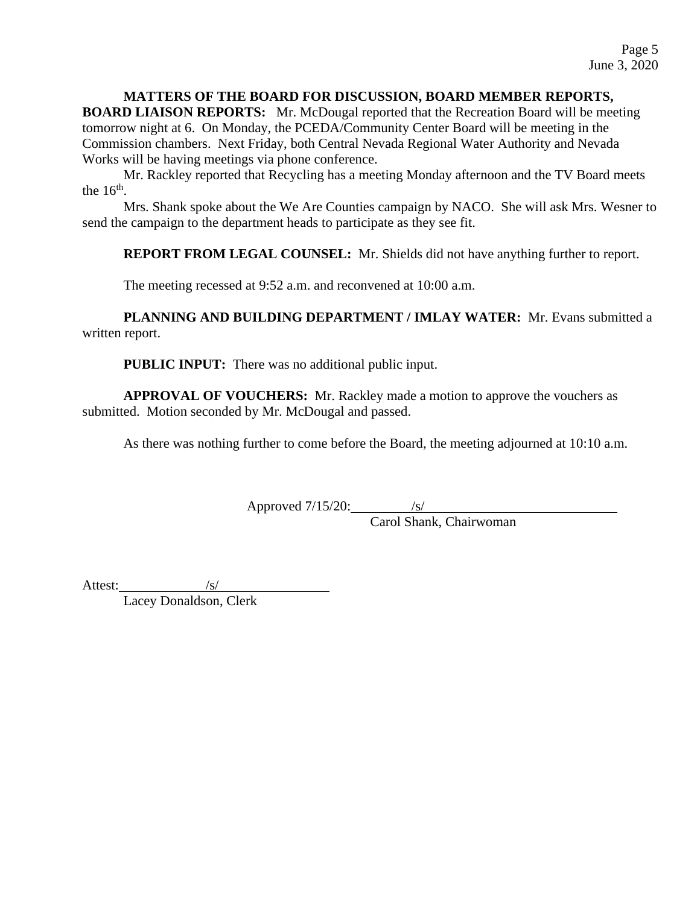**MATTERS OF THE BOARD FOR DISCUSSION, BOARD MEMBER REPORTS, BOARD LIAISON REPORTS:** Mr. McDougal reported that the Recreation Board will be meeting tomorrow night at 6. On Monday, the PCEDA/Community Center Board will be meeting in the Commission chambers. Next Friday, both Central Nevada Regional Water Authority and Nevada Works will be having meetings via phone conference.

Mr. Rackley reported that Recycling has a meeting Monday afternoon and the TV Board meets the 16th.

Mrs. Shank spoke about the We Are Counties campaign by NACO. She will ask Mrs. Wesner to send the campaign to the department heads to participate as they see fit.

**REPORT FROM LEGAL COUNSEL:** Mr. Shields did not have anything further to report.

The meeting recessed at 9:52 a.m. and reconvened at 10:00 a.m.

**PLANNING AND BUILDING DEPARTMENT / IMLAY WATER:** Mr. Evans submitted a written report.

**PUBLIC INPUT:** There was no additional public input.

**APPROVAL OF VOUCHERS:** Mr. Rackley made a motion to approve the vouchers as submitted. Motion seconded by Mr. McDougal and passed.

As there was nothing further to come before the Board, the meeting adjourned at 10:10 a.m.

Approved 7/15/20: /s/
Carol Shank, Chairwoman

Attest: /s/
Lacey Donaldson, Clerk